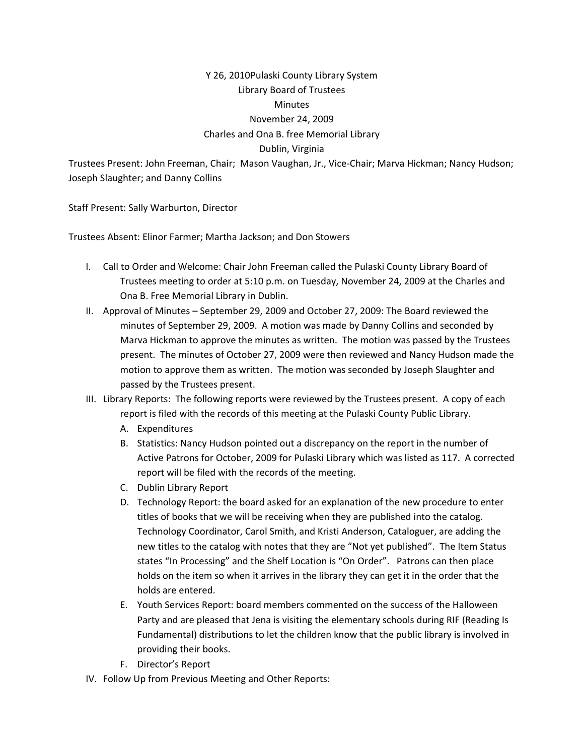Y 26, 2010Pulaski County Library System

Library Board of Trustees

Minutes

November 24, 2009

Charles and Ona B. free Memorial Library

Dublin, Virginia

Trustees Present: John Freeman, Chair; Mason Vaughan, Jr., Vice-Chair; Marva Hickman; Nancy Hudson; Joseph Slaughter; and Danny Collins

Staff Present: Sally Warburton, Director

Trustees Absent: Elinor Farmer; Martha Jackson; and Don Stowers

I. Call to Order and Welcome: Chair John Freeman called the Pulaski County Library Board of Trustees meeting to order at 5:10 p.m. on Tuesday, November 24, 2009 at the Charles and Ona B. Free Memorial Library in Dublin.

II. Approval of Minutes – September 29, 2009 and October 27, 2009: The Board reviewed the minutes of September 29, 2009. A motion was made by Danny Collins and seconded by Marva Hickman to approve the minutes as written. The motion was passed by the Trustees present. The minutes of October 27, 2009 were then reviewed and Nancy Hudson made the motion to approve them as written. The motion was seconded by Joseph Slaughter and passed by the Trustees present.

III. Library Reports: The following reports were reviewed by the Trustees present. A copy of each report is filed with the records of this meeting at the Pulaski County Public Library.

   A. Expenditures
   B. Statistics: Nancy Hudson pointed out a discrepancy on the report in the number of Active Patrons for October, 2009 for Pulaski Library which was listed as 117. A corrected report will be filed with the records of the meeting.
   C. Dublin Library Report
   D. Technology Report: the board asked for an explanation of the new procedure to enter titles of books that we will be receiving when they are published into the catalog. Technology Coordinator, Carol Smith, and Kristi Anderson, Cataloguer, are adding the new titles to the catalog with notes that they are "Not yet published". The Item Status states "In Processing" and the Shelf Location is "On Order". Patrons can then place holds on the item so when it arrives in the library they can get it in the order that the holds are entered.
   E. Youth Services Report: board members commented on the success of the Halloween Party and are pleased that Jena is visiting the elementary schools during RIF (Reading Is Fundamental) distributions to let the children know that the public library is involved in providing their books.
   F. Director's Report

IV. Follow Up from Previous Meeting and Other Reports: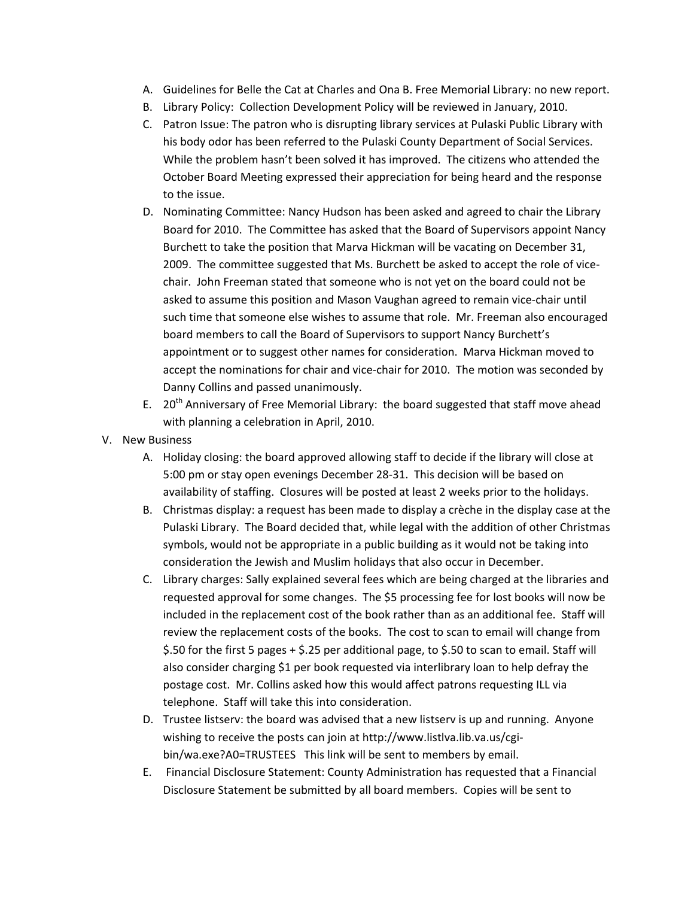A. Guidelines for Belle the Cat at Charles and Ona B. Free Memorial Library: no new report.
B. Library Policy: Collection Development Policy will be reviewed in January, 2010.
C. Patron Issue: The patron who is disrupting library services at Pulaski Public Library with his body odor has been referred to the Pulaski County Department of Social Services. While the problem hasn't been solved it has improved. The citizens who attended the October Board Meeting expressed their appreciation for being heard and the response to the issue.
D. Nominating Committee: Nancy Hudson has been asked and agreed to chair the Library Board for 2010. The Committee has asked that the Board of Supervisors appoint Nancy Burchett to take the position that Marva Hickman will be vacating on December 31, 2009. The committee suggested that Ms. Burchett be asked to accept the role of vice-chair. John Freeman stated that someone who is not yet on the board could not be asked to assume this position and Mason Vaughan agreed to remain vice-chair until such time that someone else wishes to assume that role. Mr. Freeman also encouraged board members to call the Board of Supervisors to support Nancy Burchett's appointment or to suggest other names for consideration. Marva Hickman moved to accept the nominations for chair and vice-chair for 2010. The motion was seconded by Danny Collins and passed unanimously.
E. 20th Anniversary of Free Memorial Library: the board suggested that staff move ahead with planning a celebration in April, 2010.

V. New Business

A. Holiday closing: the board approved allowing staff to decide if the library will close at 5:00 pm or stay open evenings December 28-31. This decision will be based on availability of staffing. Closures will be posted at least 2 weeks prior to the holidays.
B. Christmas display: a request has been made to display a crèche in the display case at the Pulaski Library. The Board decided that, while legal with the addition of other Christmas symbols, would not be appropriate in a public building as it would not be taking into consideration the Jewish and Muslim holidays that also occur in December.
C. Library charges: Sally explained several fees which are being charged at the libraries and requested approval for some changes. The $5 processing fee for lost books will now be included in the replacement cost of the book rather than as an additional fee. Staff will review the replacement costs of the books. The cost to scan to email will change from $.50 for the first 5 pages + $.25 per additional page, to $.50 to scan to email. Staff will also consider charging $1 per book requested via interlibrary loan to help defray the postage cost. Mr. Collins asked how this would affect patrons requesting ILL via telephone. Staff will take this into consideration.
D. Trustee listserv: the board was advised that a new listserv is up and running. Anyone wishing to receive the posts can join at http://www.listlva.lib.va.us/cgi-bin/wa.exe?A0=TRUSTEES This link will be sent to members by email.
E. Financial Disclosure Statement: County Administration has requested that a Financial Disclosure Statement be submitted by all board members. Copies will be sent to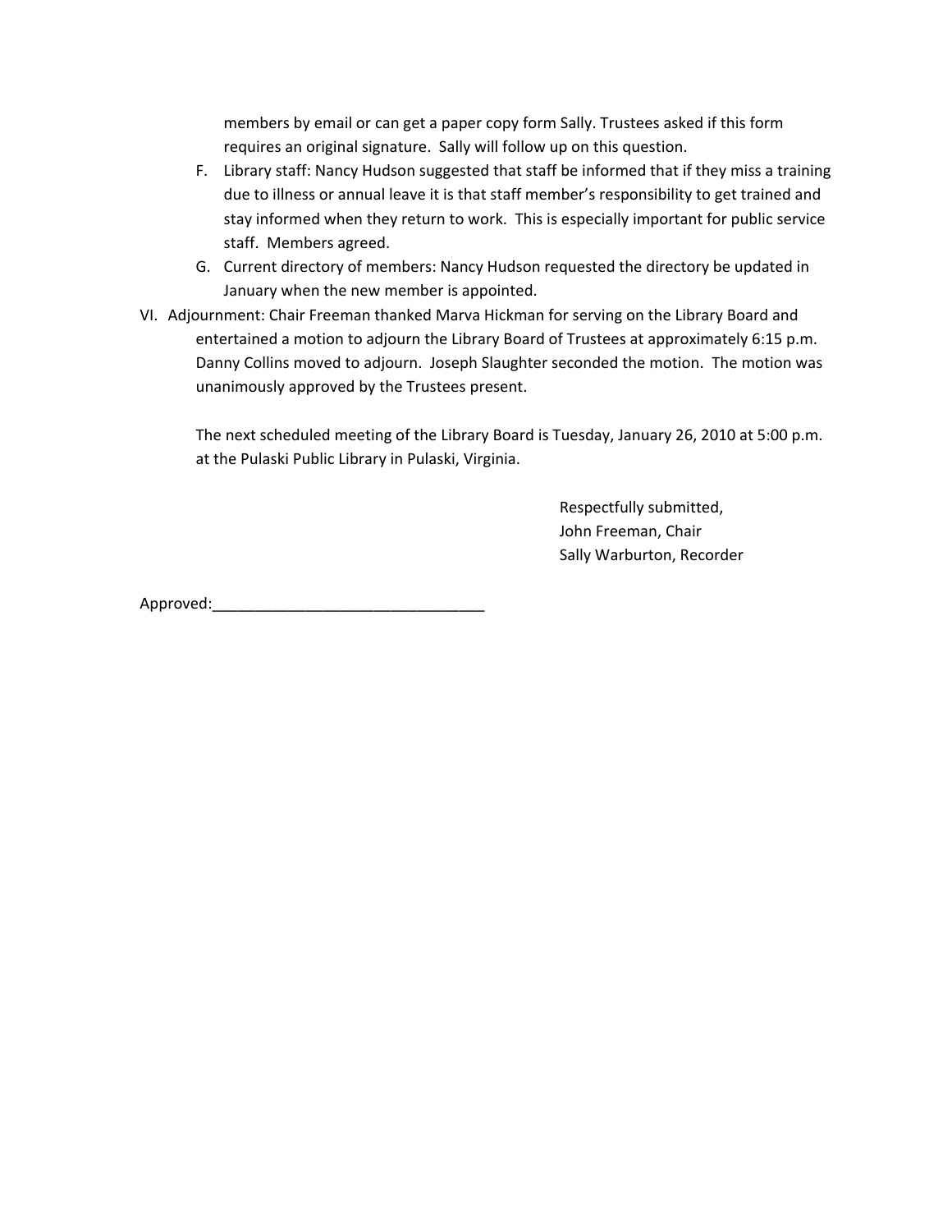members by email or can get a paper copy form Sally. Trustees asked if this form requires an original signature. Sally will follow up on this question.

F. Library staff: Nancy Hudson suggested that staff be informed that if they miss a training due to illness or annual leave it is that staff member's responsibility to get trained and stay informed when they return to work. This is especially important for public service staff. Members agreed.

G. Current directory of members: Nancy Hudson requested the directory be updated in January when the new member is appointed.

VI. Adjournment: Chair Freeman thanked Marva Hickman for serving on the Library Board and entertained a motion to adjourn the Library Board of Trustees at approximately 6:15 p.m. Danny Collins moved to adjourn. Joseph Slaughter seconded the motion. The motion was unanimously approved by the Trustees present.

The next scheduled meeting of the Library Board is Tuesday, January 26, 2010 at 5:00 p.m. at the Pulaski Public Library in Pulaski, Virginia.

Respectfully submitted,
John Freeman, Chair
Sally Warburton, Recorder

Approved:________________________________